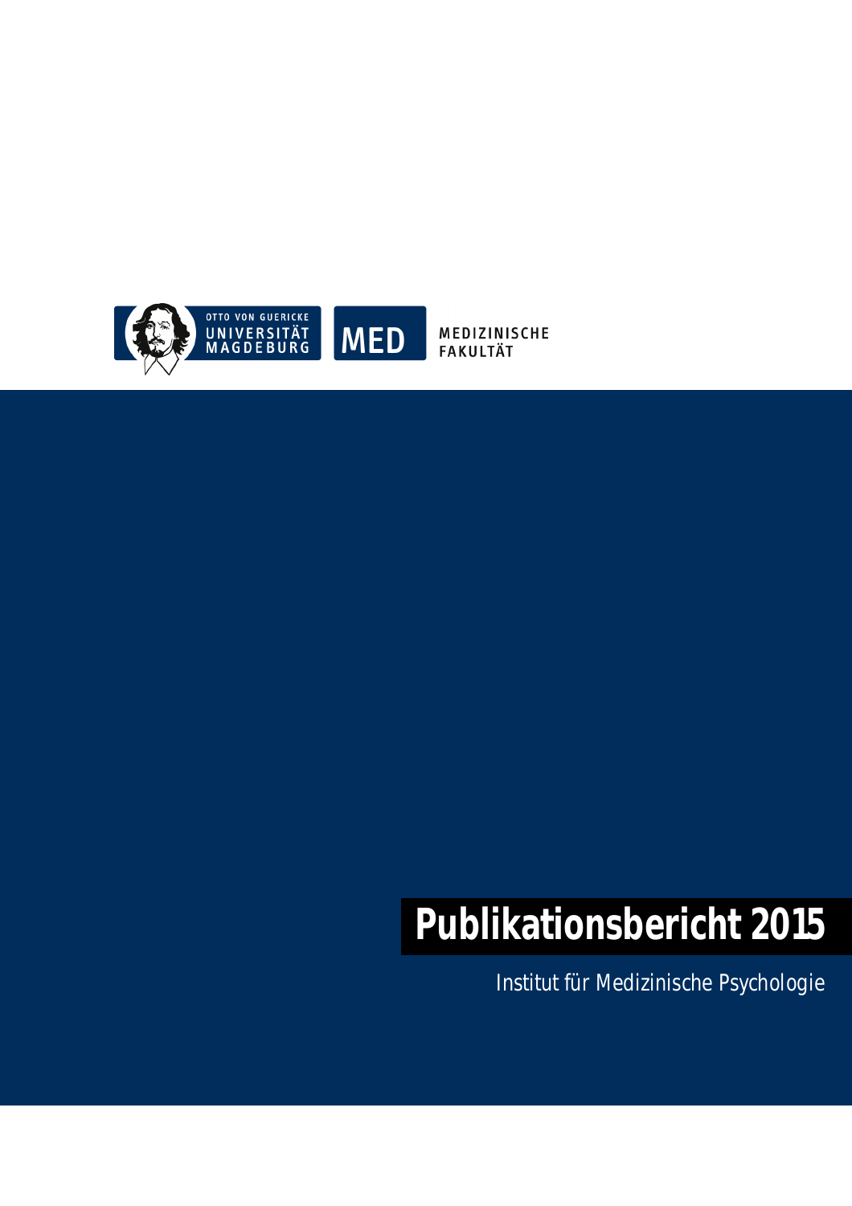OTTO VON GUERICKE UNIVERSITÄT MAGDEBURG

MED MEDIZINISCHE FAKULTÄT

# Publikationsbericht 2015

Institut für Medizinische Psychologie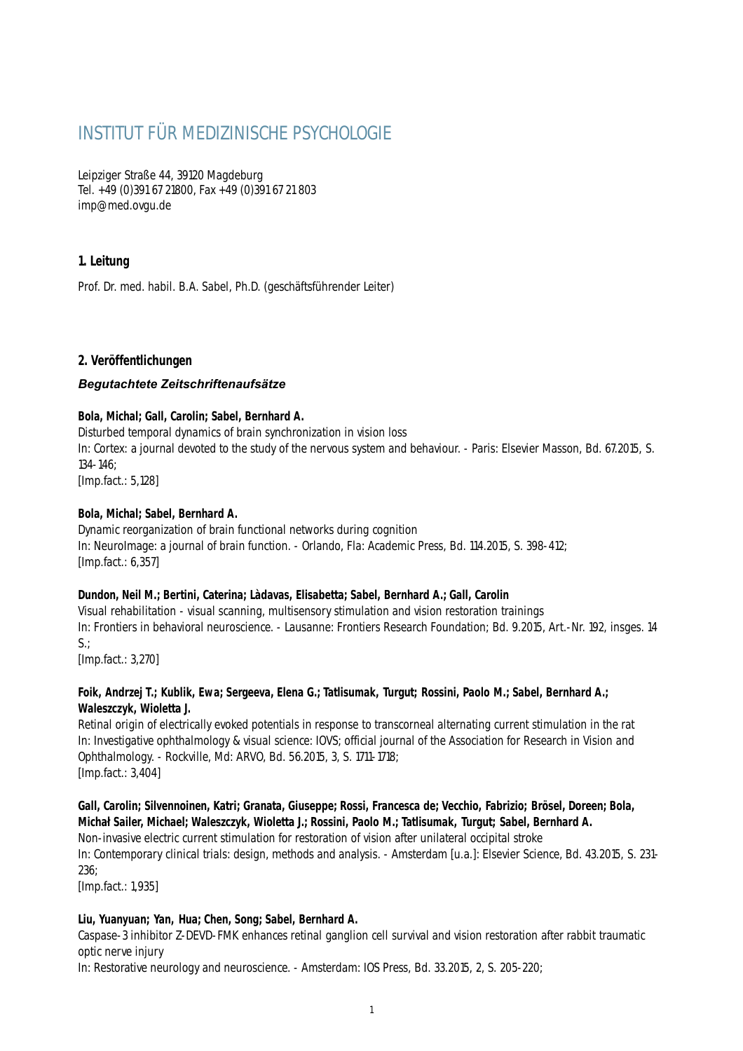# INSTITUT FÜR MEDIZINISCHE PSYCHOLOGIE

Leipziger Straße 44, 39120 Magdeburg
Tel. +49 (0)391 67 21800, Fax +49 (0)391 67 21 803
imp@med.ovgu.de

## 1. Leitung

Prof. Dr. med. habil. B.A. Sabel, Ph.D. (geschäftsführender Leiter)

## 2. Veröffentlichungen

### *Begutachtete Zeitschriftenaufsätze*

**Bola, Michal; Gall, Carolin; Sabel, Bernhard A.**
Disturbed temporal dynamics of brain synchronization in vision loss
In: Cortex: a journal devoted to the study of the nervous system and behaviour. - Paris: Elsevier Masson, Bd. 67.2015, S. 134-146;
[Imp.fact.: 5,128]

**Bola, Michal; Sabel, Bernhard A.**
Dynamic reorganization of brain functional networks during cognition
In: NeuroImage: a journal of brain function. - Orlando, Fla: Academic Press, Bd. 114.2015, S. 398-412;
[Imp.fact.: 6,357]

**Dundon, Neil M.; Bertini, Caterina; Làdavas, Elisabetta; Sabel, Bernhard A.; Gall, Carolin**
Visual rehabilitation - visual scanning, multisensory stimulation and vision restoration trainings
In: Frontiers in behavioral neuroscience. - Lausanne: Frontiers Research Foundation; Bd. 9.2015, Art.-Nr. 192, insges. 14 S.;
[Imp.fact.: 3,270]

**Foik, Andrzej T.; Kublik, Ewa; Sergeeva, Elena G.; Tatlisumak, Turgut; Rossini, Paolo M.; Sabel, Bernhard A.; Waleszczyk, Wioletta J.**
Retinal origin of electrically evoked potentials in response to transcorneal alternating current stimulation in the rat
In: Investigative ophthalmology & visual science: IOVS; official journal of the Association for Research in Vision and Ophthalmology. - Rockville, Md: ARVO, Bd. 56.2015, 3, S. 1711-1718;
[Imp.fact.: 3,404]

**Gall, Carolin; Silvennoinen, Katri; Granata, Giuseppe; Rossi, Francesca de; Vecchio, Fabrizio; Brösel, Doreen; Bola, Michał Sailer, Michael; Waleszczyk, Wioletta J.; Rossini, Paolo M.; Tatlisumak, Turgut; Sabel, Bernhard A.**
Non-invasive electric current stimulation for restoration of vision after unilateral occipital stroke
In: Contemporary clinical trials: design, methods and analysis. - Amsterdam [u.a.]: Elsevier Science, Bd. 43.2015, S. 231-236;
[Imp.fact.: 1,935]

**Liu, Yuanyuan; Yan, Hua; Chen, Song; Sabel, Bernhard A.**
Caspase-3 inhibitor Z-DEVD-FMK enhances retinal ganglion cell survival and vision restoration after rabbit traumatic optic nerve injury
In: Restorative neurology and neuroscience. - Amsterdam: IOS Press, Bd. 33.2015, 2, S. 205-220;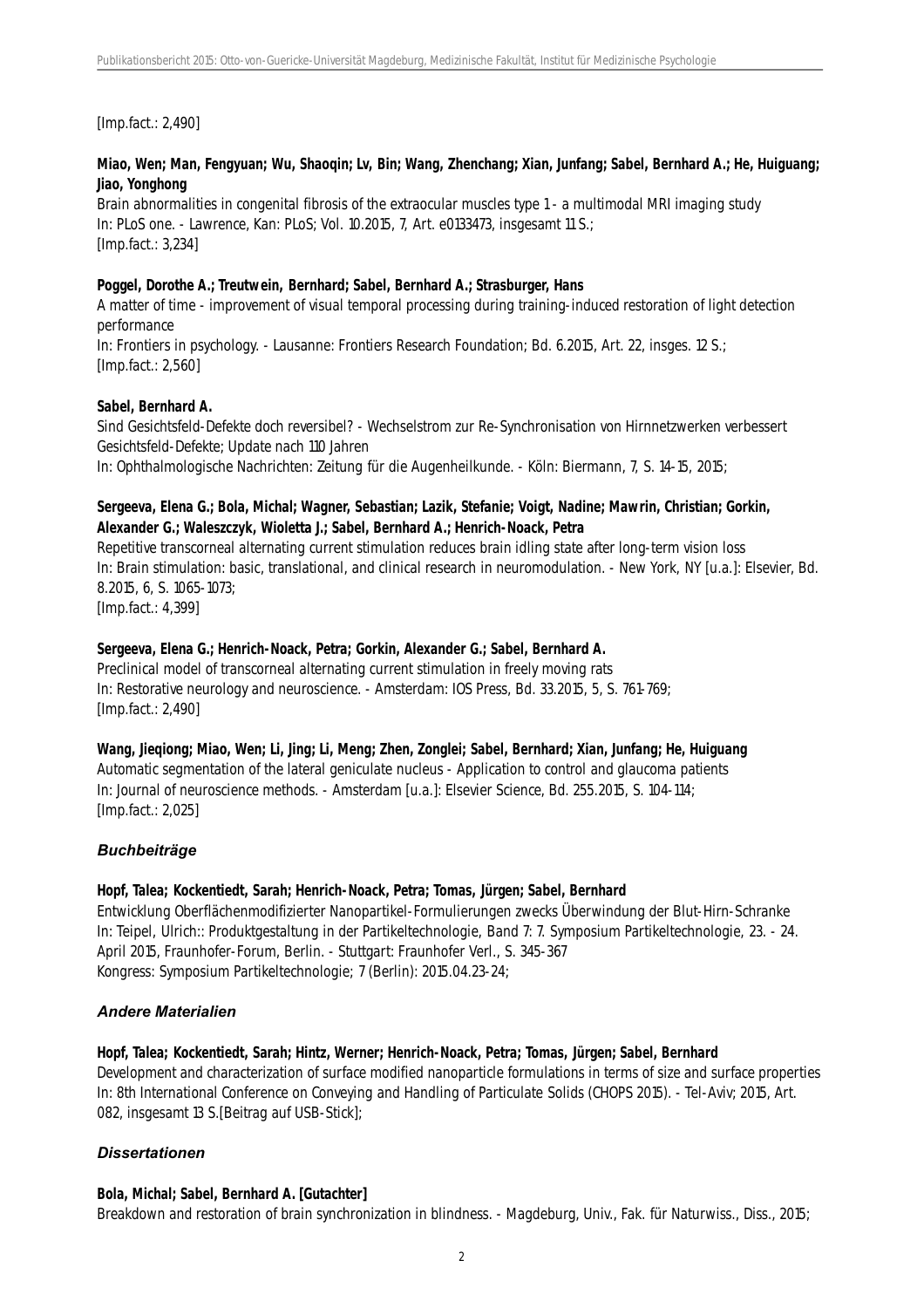[Imp.fact.: 2,490]

**Miao, Wen; Man, Fengyuan; Wu, Shaoqin; Lv, Bin; Wang, Zhenchang; Xian, Junfang; Sabel, Bernhard A.; He, Huiguang; Jiao, Yonghong**
Brain abnormalities in congenital fibrosis of the extraocular muscles type 1 - a multimodal MRI imaging study
In: PLoS one. - Lawrence, Kan: PLoS; Vol. 10.2015, 7, Art. e0133473, insgesamt 11 S.;
[Imp.fact.: 3,234]

**Poggel, Dorothe A.; Treutwein, Bernhard; Sabel, Bernhard A.; Strasburger, Hans**
A matter of time - improvement of visual temporal processing during training-induced restoration of light detection performance
In: Frontiers in psychology. - Lausanne: Frontiers Research Foundation; Bd. 6.2015, Art. 22, insges. 12 S.;
[Imp.fact.: 2,560]

**Sabel, Bernhard A.**
Sind Gesichtsfeld-Defekte doch reversibel? - Wechselstrom zur Re-Synchronisation von Hirnnetzwerken verbessert Gesichtsfeld-Defekte; Update nach 110 Jahren
In: Ophthalmologische Nachrichten: Zeitung für die Augenheilkunde. - Köln: Biermann, 7, S. 14-15, 2015;

**Sergeeva, Elena G.; Bola, Michal; Wagner, Sebastian; Lazik, Stefanie; Voigt, Nadine; Mawrin, Christian; Gorkin, Alexander G.; Waleszczyk, Wioletta J.; Sabel, Bernhard A.; Henrich-Noack, Petra**
Repetitive transcorneal alternating current stimulation reduces brain idling state after long-term vision loss
In: Brain stimulation: basic, translational, and clinical research in neuromodulation. - New York, NY [u.a.]: Elsevier, Bd. 8.2015, 6, S. 1065-1073;
[Imp.fact.: 4,399]

**Sergeeva, Elena G.; Henrich-Noack, Petra; Gorkin, Alexander G.; Sabel, Bernhard A.**
Preclinical model of transcorneal alternating current stimulation in freely moving rats
In: Restorative neurology and neuroscience. - Amsterdam: IOS Press, Bd. 33.2015, 5, S. 761-769;
[Imp.fact.: 2,490]

**Wang, Jieqiong; Miao, Wen; Li, Jing; Li, Meng; Zhen, Zonglei; Sabel, Bernhard; Xian, Junfang; He, Huiguang**
Automatic segmentation of the lateral geniculate nucleus - Application to control and glaucoma patients
In: Journal of neuroscience methods. - Amsterdam [u.a.]: Elsevier Science, Bd. 255.2015, S. 104-114;
[Imp.fact.: 2,025]

### *Buchbeiträge*

**Hopf, Talea; Kockentiedt, Sarah; Henrich-Noack, Petra; Tomas, Jürgen; Sabel, Bernhard**
Entwicklung Oberflächenmodifizierter Nanopartikel-Formulierungen zwecks Überwindung der Blut-Hirn-Schranke
In: Teipel, Ulrich:: Produktgestaltung in der Partikeltechnologie, Band 7: 7. Symposium Partikeltechnologie, 23. - 24. April 2015, Fraunhofer-Forum, Berlin. - Stuttgart: Fraunhofer Verl., S. 345-367
Kongress: Symposium Partikeltechnologie; 7 (Berlin): 2015.04.23-24;

### *Andere Materialien*

**Hopf, Talea; Kockentiedt, Sarah; Hintz, Werner; Henrich-Noack, Petra; Tomas, Jürgen; Sabel, Bernhard**
Development and characterization of surface modified nanoparticle formulations in terms of size and surface properties
In: 8th International Conference on Conveying and Handling of Particulate Solids (CHOPS 2015). - Tel-Aviv; 2015, Art. 082, insgesamt 13 S.[Beitrag auf USB-Stick];

### *Dissertationen*

**Bola, Michal; Sabel, Bernhard A. [Gutachter]**
Breakdown and restoration of brain synchronization in blindness. - Magdeburg, Univ., Fak. für Naturwiss., Diss., 2015;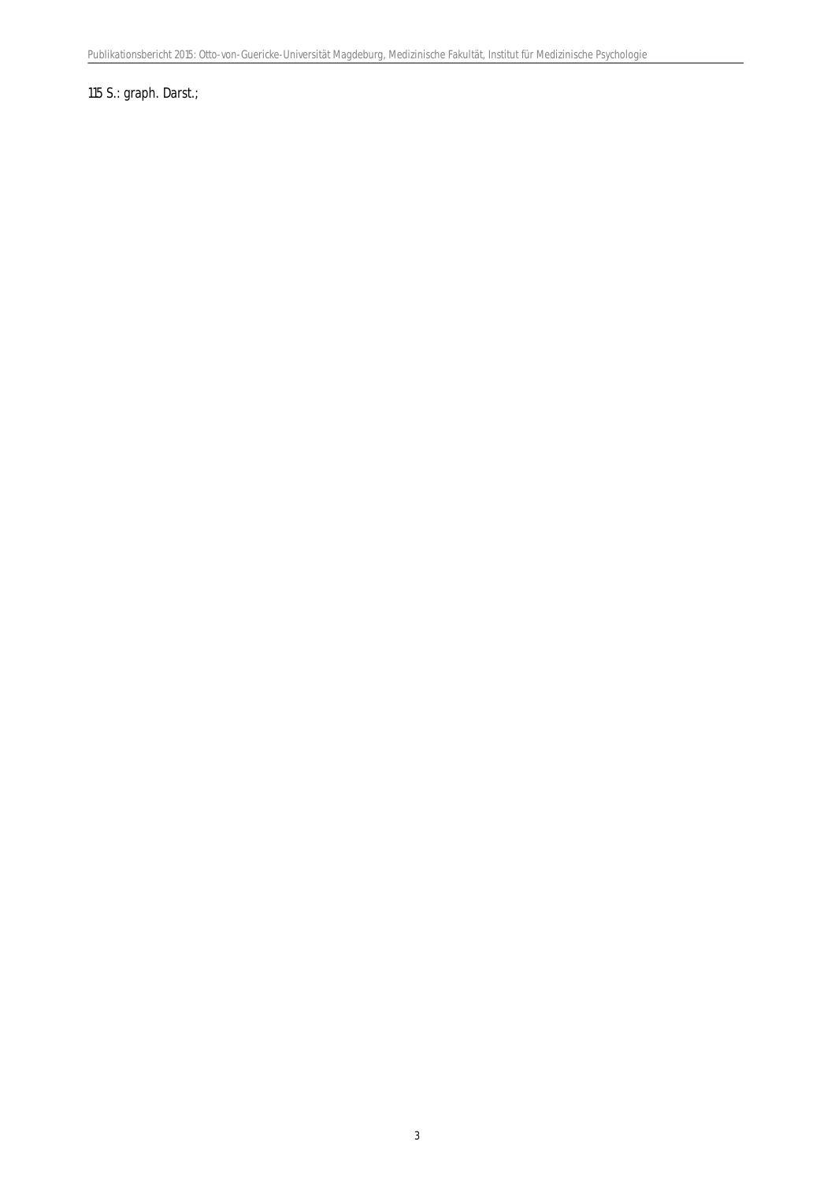115 S.: graph. Darst.;